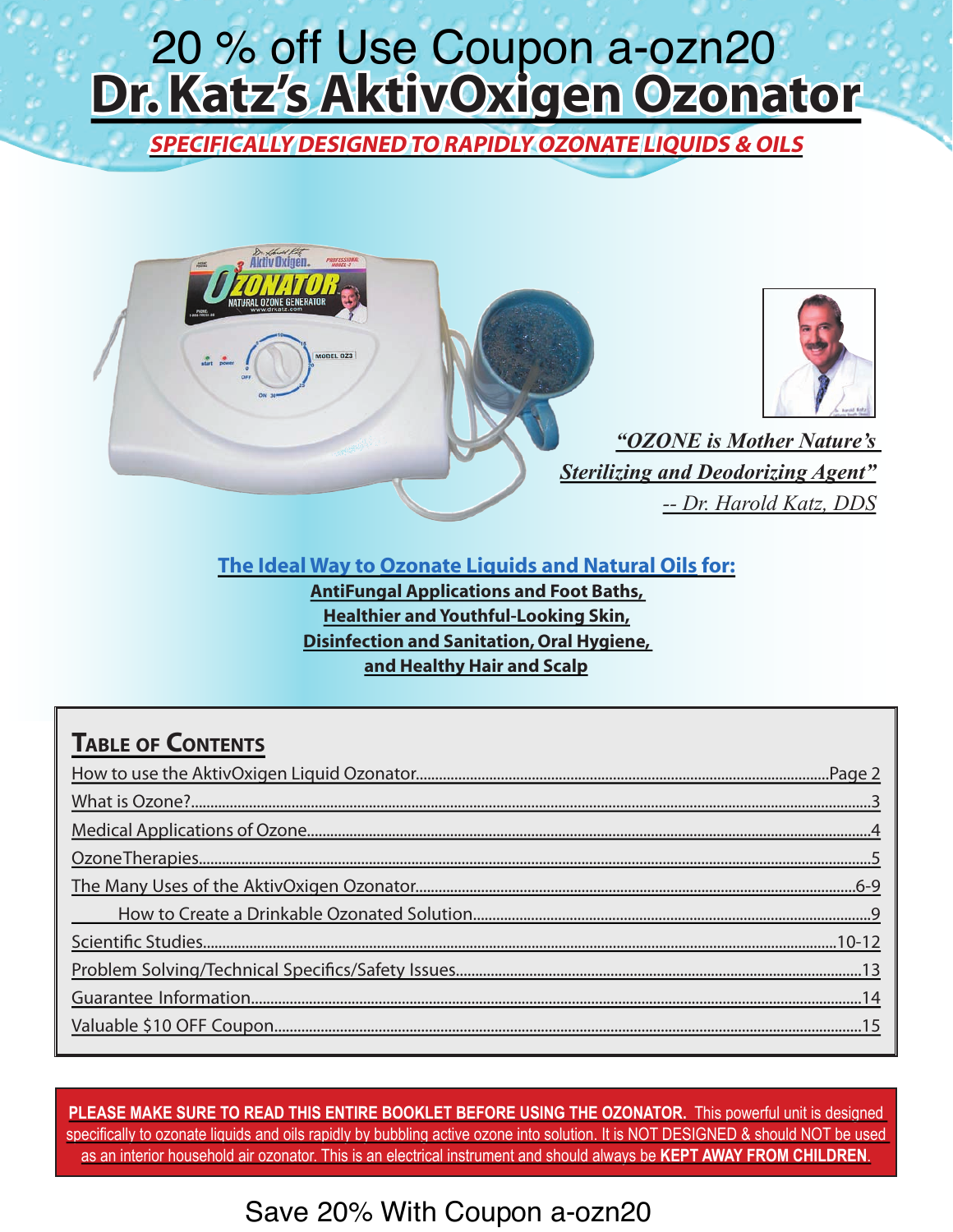# 20 % off Use Coupon a-ozn20

# Dr. Katz's AktivOxigen Ozonator

***SPECIFICALLY DESIGNED TO RAPIDLY OZONATE LIQUIDS & OILS***

*"OZONE is Mother Nature's Sterilizing and Deodorizing Agent"*
*-- Dr. Harold Katz, DDS*

## The Ideal Way to Ozonate Liquids and Natural Oils for:

**AntiFungal Applications and Foot Baths,**
**Healthier and Youthful-Looking Skin,**
**Disinfection and Sanitation, Oral Hygiene,**
**and Healthy Hair and Scalp**

## Table of Contents

| Section | Page |
|---|---|
| How to use the AktivOxigen Liquid Ozonator | Page 2 |
| What is Ozone? | 3 |
| Medical Applications of Ozone | 4 |
| OzoneTherapies | 5 |
| The Many Uses of the AktivOxigen Ozonator | 6-9 |
| How to Create a Drinkable Ozonated Solution | 9 |
| Scientific Studies | 10-12 |
| Problem Solving/Technical Specifics/Safety Issues | 13 |
| Guarantee Information | 14 |
| Valuable $10 OFF Coupon | 15 |

**PLEASE MAKE SURE TO READ THIS ENTIRE BOOKLET BEFORE USING THE OZONATOR.** This powerful unit is designed specifically to ozonate liquids and oils rapidly by bubbling active ozone into solution. It is NOT DESIGNED & should NOT be used as an interior household air ozonator. This is an electrical instrument and should always be **KEPT AWAY FROM CHILDREN**.

Save 20% With Coupon a-ozn20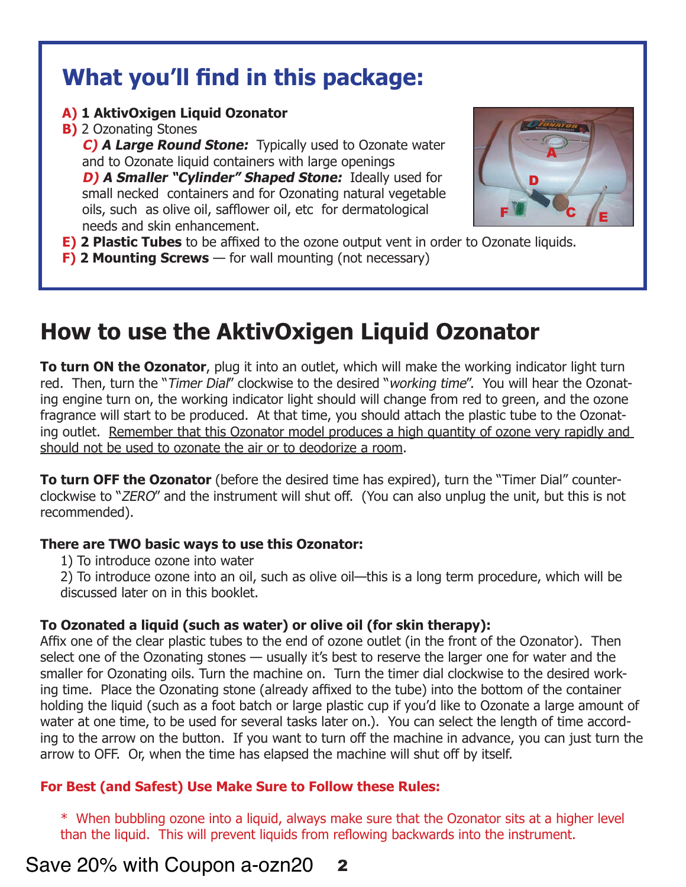## What you'll find in this package:

**A) 1 AktivOxigen Liquid Ozonator**

**B)** 2 Ozonating Stones

- ***C) A Large Round Stone:*** Typically used to Ozonate water and to Ozonate liquid containers with large openings
- ***D) A Smaller "Cylinder" Shaped Stone:*** Ideally used for small necked containers and for Ozonating natural vegetable oils, such as olive oil, safflower oil, etc for dermatological needs and skin enhancement.

**E) 2 Plastic Tubes** to be affixed to the ozone output vent in order to Ozonate liquids.

**F) 2 Mounting Screws** — for wall mounting (not necessary)

# How to use the AktivOxigen Liquid Ozonator

**To turn ON the Ozonator**, plug it into an outlet, which will make the working indicator light turn red. Then, turn the "*Timer Dial*" clockwise to the desired "*working time*". You will hear the Ozonating engine turn on, the working indicator light should will change from red to green, and the ozone fragrance will start to be produced. At that time, you should attach the plastic tube to the Ozonating outlet. <u>Remember that this Ozonator model produces a high quantity of ozone very rapidly and should not be used to ozonate the air or to deodorize a room</u>.

**To turn OFF the Ozonator** (before the desired time has expired), turn the "Timer Dial" counterclockwise to "*ZERO*" and the instrument will shut off. (You can also unplug the unit, but this is not recommended).

**There are TWO basic ways to use this Ozonator:**

1) To introduce ozone into water
2) To introduce ozone into an oil, such as olive oil—this is a long term procedure, which will be discussed later on in this booklet.

**To Ozonated a liquid (such as water) or olive oil (for skin therapy):**
Affix one of the clear plastic tubes to the end of ozone outlet (in the front of the Ozonator). Then select one of the Ozonating stones — usually it's best to reserve the larger one for water and the smaller for Ozonating oils. Turn the machine on. Turn the timer dial clockwise to the desired working time. Place the Ozonating stone (already affixed to the tube) into the bottom of the container holding the liquid (such as a foot batch or large plastic cup if you'd like to Ozonate a large amount of water at one time, to be used for several tasks later on.). You can select the length of time according to the arrow on the button. If you want to turn off the machine in advance, you can just turn the arrow to OFF. Or, when the time has elapsed the machine will shut off by itself.

**For Best (and Safest) Use Make Sure to Follow these Rules:**

* When bubbling ozone into a liquid, always make sure that the Ozonator sits at a higher level than the liquid. This will prevent liquids from reflowing backwards into the instrument.

Save 20% with Coupon a-ozn20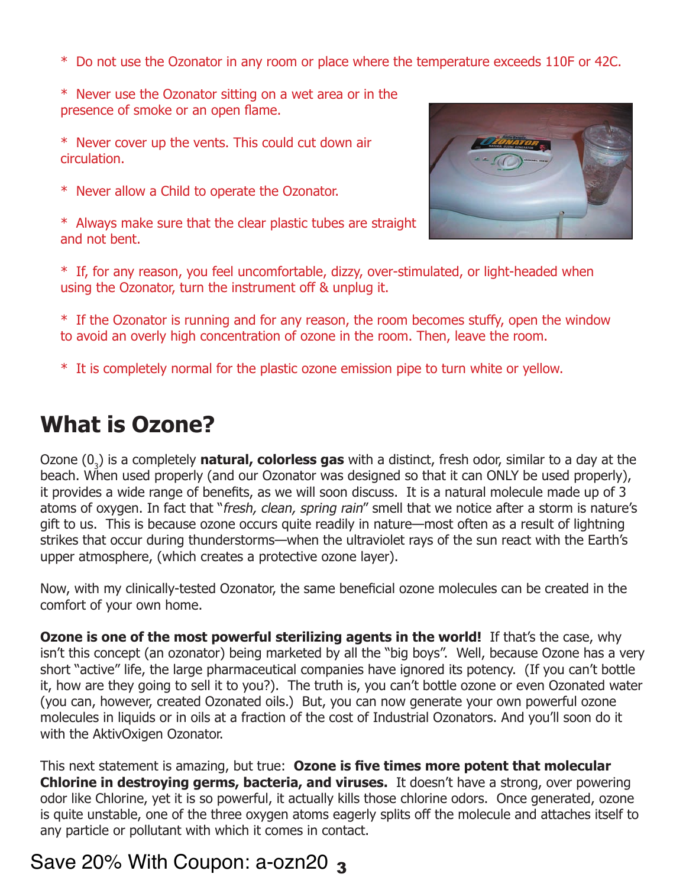* Do not use the Ozonator in any room or place where the temperature exceeds 110F or 42C.

* Never use the Ozonator sitting on a wet area or in the presence of smoke or an open flame.

* Never cover up the vents. This could cut down air circulation.

* Never allow a Child to operate the Ozonator.

* Always make sure that the clear plastic tubes are straight and not bent.

* If, for any reason, you feel uncomfortable, dizzy, over-stimulated, or light-headed when using the Ozonator, turn the instrument off & unplug it.

* If the Ozonator is running and for any reason, the room becomes stuffy, open the window to avoid an overly high concentration of ozone in the room. Then, leave the room.

* It is completely normal for the plastic ozone emission pipe to turn white or yellow.

# What is Ozone?

Ozone ($0_3$) is a completely **natural, colorless gas** with a distinct, fresh odor, similar to a day at the beach. When used properly (and our Ozonator was designed so that it can ONLY be used properly), it provides a wide range of benefits, as we will soon discuss. It is a natural molecule made up of 3 atoms of oxygen. In fact that "*fresh, clean, spring rain*" smell that we notice after a storm is nature's gift to us. This is because ozone occurs quite readily in nature—most often as a result of lightning strikes that occur during thunderstorms—when the ultraviolet rays of the sun react with the Earth's upper atmosphere, (which creates a protective ozone layer).

Now, with my clinically-tested Ozonator, the same beneficial ozone molecules can be created in the comfort of your own home.

**Ozone is one of the most powerful sterilizing agents in the world!** If that's the case, why isn't this concept (an ozonator) being marketed by all the "big boys". Well, because Ozone has a very short "active" life, the large pharmaceutical companies have ignored its potency. (If you can't bottle it, how are they going to sell it to you?). The truth is, you can't bottle ozone or even Ozonated water (you can, however, created Ozonated oils.) But, you can now generate your own powerful ozone molecules in liquids or in oils at a fraction of the cost of Industrial Ozonators. And you'll soon do it with the AktivOxigen Ozonator.

This next statement is amazing, but true: **Ozone is five times more potent that molecular Chlorine in destroying germs, bacteria, and viruses.** It doesn't have a strong, over powering odor like Chlorine, yet it is so powerful, it actually kills those chlorine odors. Once generated, ozone is quite unstable, one of the three oxygen atoms eagerly splits off the molecule and attaches itself to any particle or pollutant with which it comes in contact.

Save 20% With Coupon: a-ozn20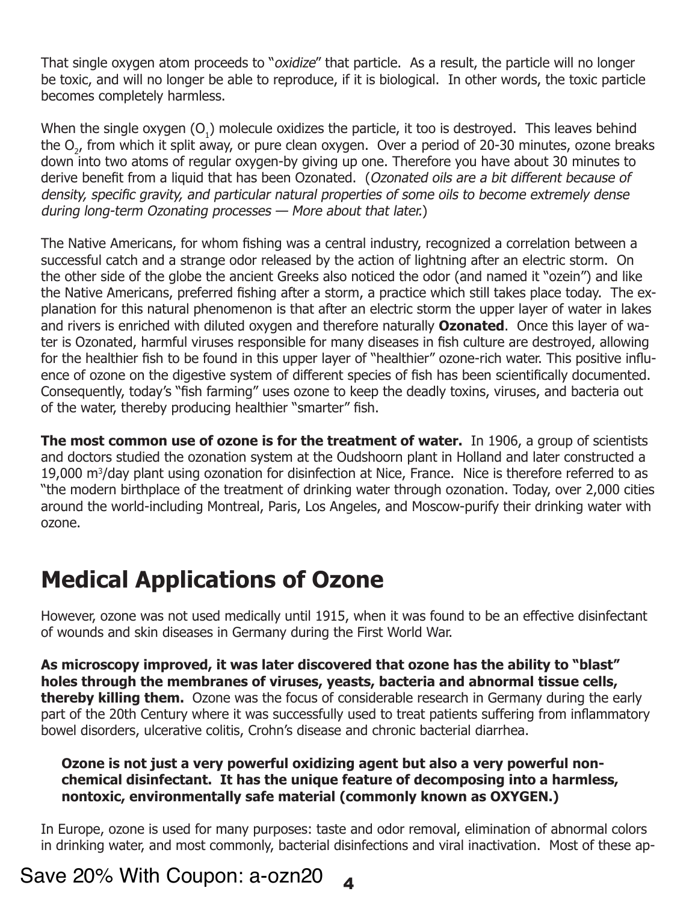That single oxygen atom proceeds to "*oxidize*" that particle. As a result, the particle will no longer be toxic, and will no longer be able to reproduce, if it is biological. In other words, the toxic particle becomes completely harmless.

When the single oxygen ($O_1$) molecule oxidizes the particle, it too is destroyed. This leaves behind the $O_2$, from which it split away, or pure clean oxygen. Over a period of 20-30 minutes, ozone breaks down into two atoms of regular oxygen-by giving up one. Therefore you have about 30 minutes to derive benefit from a liquid that has been Ozonated. (*Ozonated oils are a bit different because of density, specific gravity, and particular natural properties of some oils to become extremely dense during long-term Ozonating processes — More about that later.*)

The Native Americans, for whom fishing was a central industry, recognized a correlation between a successful catch and a strange odor released by the action of lightning after an electric storm. On the other side of the globe the ancient Greeks also noticed the odor (and named it "ozein") and like the Native Americans, preferred fishing after a storm, a practice which still takes place today. The explanation for this natural phenomenon is that after an electric storm the upper layer of water in lakes and rivers is enriched with diluted oxygen and therefore naturally **Ozonated**. Once this layer of water is Ozonated, harmful viruses responsible for many diseases in fish culture are destroyed, allowing for the healthier fish to be found in this upper layer of "healthier" ozone-rich water. This positive influence of ozone on the digestive system of different species of fish has been scientifically documented. Consequently, today's "fish farming" uses ozone to keep the deadly toxins, viruses, and bacteria out of the water, thereby producing healthier "smarter" fish.

**The most common use of ozone is for the treatment of water.** In 1906, a group of scientists and doctors studied the ozonation system at the Oudshoorn plant in Holland and later constructed a 19,000 $m^3$/day plant using ozonation for disinfection at Nice, France. Nice is therefore referred to as "the modern birthplace of the treatment of drinking water through ozonation. Today, over 2,000 cities around the world-including Montreal, Paris, Los Angeles, and Moscow-purify their drinking water with ozone.

## Medical Applications of Ozone

However, ozone was not used medically until 1915, when it was found to be an effective disinfectant of wounds and skin diseases in Germany during the First World War.

**As microscopy improved, it was later discovered that ozone has the ability to "blast" holes through the membranes of viruses, yeasts, bacteria and abnormal tissue cells, thereby killing them.** Ozone was the focus of considerable research in Germany during the early part of the 20th Century where it was successfully used to treat patients suffering from inflammatory bowel disorders, ulcerative colitis, Crohn's disease and chronic bacterial diarrhea.

> **Ozone is not just a very powerful oxidizing agent but also a very powerful non-chemical disinfectant. It has the unique feature of decomposing into a harmless, nontoxic, environmentally safe material (commonly known as OXYGEN.)**

In Europe, ozone is used for many purposes: taste and odor removal, elimination of abnormal colors in drinking water, and most commonly, bacterial disinfections and viral inactivation. Most of these ap-

Save 20% With Coupon: a-ozn20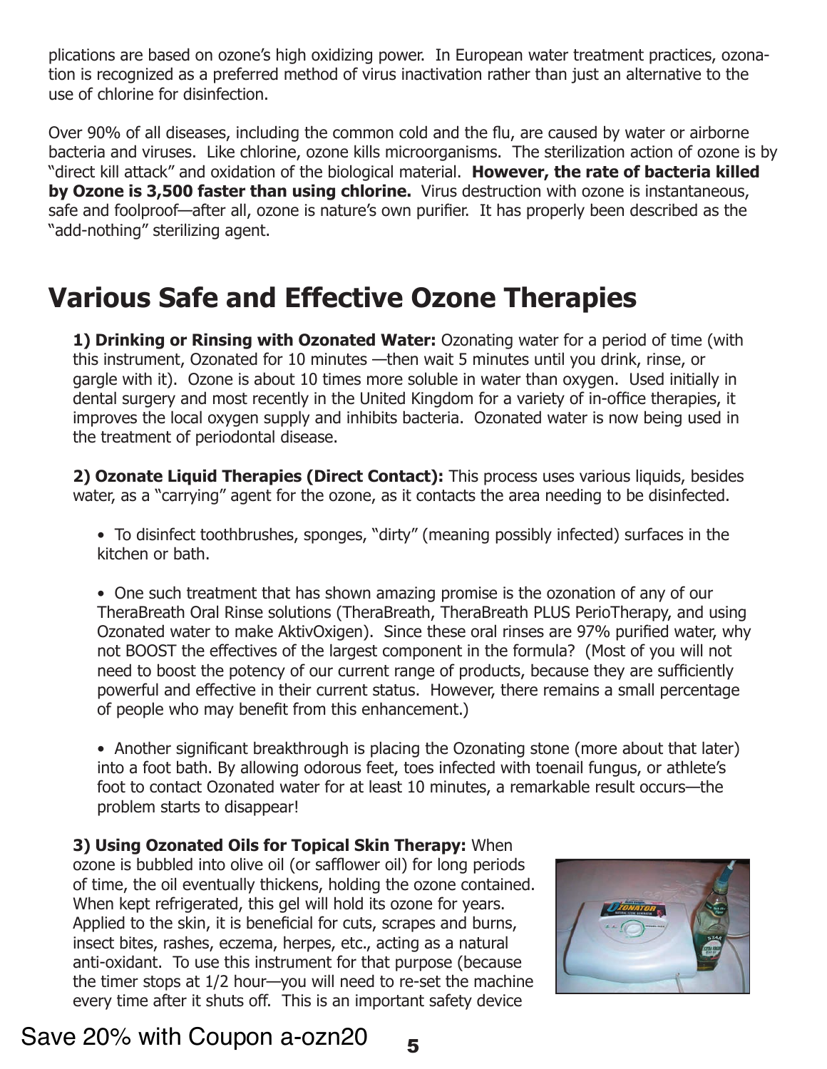plications are based on ozone's high oxidizing power. In European water treatment practices, ozonation is recognized as a preferred method of virus inactivation rather than just an alternative to the use of chlorine for disinfection.

Over 90% of all diseases, including the common cold and the flu, are caused by water or airborne bacteria and viruses. Like chlorine, ozone kills microorganisms. The sterilization action of ozone is by "direct kill attack" and oxidation of the biological material. **However, the rate of bacteria killed by Ozone is 3,500 faster than using chlorine.** Virus destruction with ozone is instantaneous, safe and foolproof—after all, ozone is nature's own purifier. It has properly been described as the "add-nothing" sterilizing agent.

## Various Safe and Effective Ozone Therapies

**1) Drinking or Rinsing with Ozonated Water:** Ozonating water for a period of time (with this instrument, Ozonated for 10 minutes —then wait 5 minutes until you drink, rinse, or gargle with it). Ozone is about 10 times more soluble in water than oxygen. Used initially in dental surgery and most recently in the United Kingdom for a variety of in-office therapies, it improves the local oxygen supply and inhibits bacteria. Ozonated water is now being used in the treatment of periodontal disease.

**2) Ozonate Liquid Therapies (Direct Contact):** This process uses various liquids, besides water, as a "carrying" agent for the ozone, as it contacts the area needing to be disinfected.

- To disinfect toothbrushes, sponges, "dirty" (meaning possibly infected) surfaces in the kitchen or bath.

- One such treatment that has shown amazing promise is the ozonation of any of our TheraBreath Oral Rinse solutions (TheraBreath, TheraBreath PLUS PerioTherapy, and using Ozonated water to make AktivOxigen). Since these oral rinses are 97% purified water, why not BOOST the effectives of the largest component in the formula? (Most of you will not need to boost the potency of our current range of products, because they are sufficiently powerful and effective in their current status. However, there remains a small percentage of people who may benefit from this enhancement.)

- Another significant breakthrough is placing the Ozonating stone (more about that later) into a foot bath. By allowing odorous feet, toes infected with toenail fungus, or athlete's foot to contact Ozonated water for at least 10 minutes, a remarkable result occurs—the problem starts to disappear!

**3) Using Ozonated Oils for Topical Skin Therapy:** When ozone is bubbled into olive oil (or safflower oil) for long periods of time, the oil eventually thickens, holding the ozone contained. When kept refrigerated, this gel will hold its ozone for years. Applied to the skin, it is beneficial for cuts, scrapes and burns, insect bites, rashes, eczema, herpes, etc., acting as a natural anti-oxidant. To use this instrument for that purpose (because the timer stops at 1/2 hour—you will need to re-set the machine every time after it shuts off. This is an important safety device

Save 20% with Coupon a-ozn20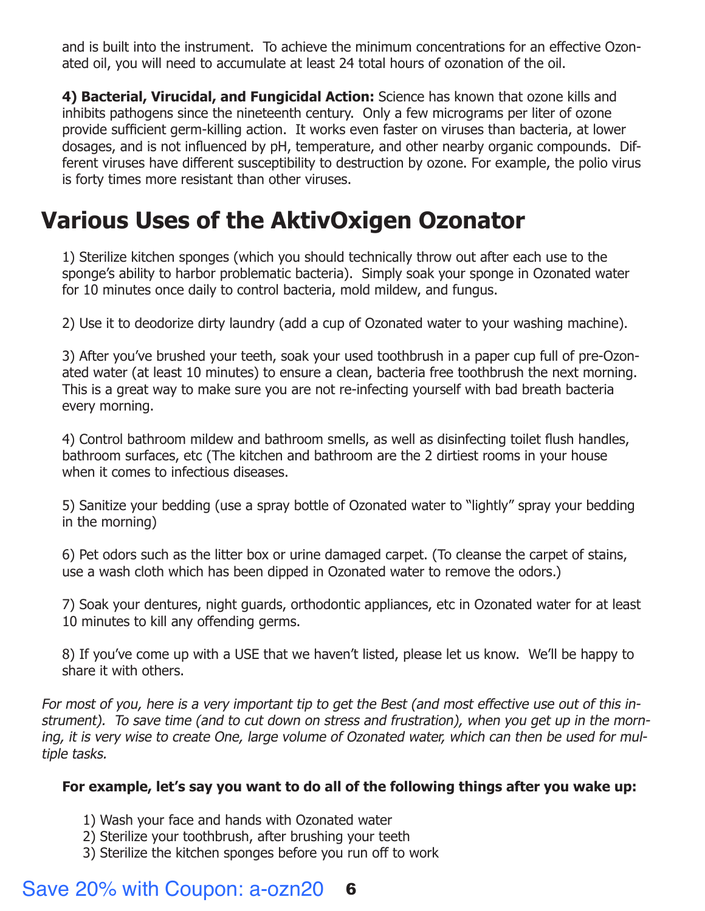and is built into the instrument. To achieve the minimum concentrations for an effective Ozonated oil, you will need to accumulate at least 24 total hours of ozonation of the oil.

**4) Bacterial, Virucidal, and Fungicidal Action:** Science has known that ozone kills and inhibits pathogens since the nineteenth century. Only a few micrograms per liter of ozone provide sufficient germ-killing action. It works even faster on viruses than bacteria, at lower dosages, and is not influenced by pH, temperature, and other nearby organic compounds. Different viruses have different susceptibility to destruction by ozone. For example, the polio virus is forty times more resistant than other viruses.

# Various Uses of the AktivOxigen Ozonator

1) Sterilize kitchen sponges (which you should technically throw out after each use to the sponge's ability to harbor problematic bacteria). Simply soak your sponge in Ozonated water for 10 minutes once daily to control bacteria, mold mildew, and fungus.

2) Use it to deodorize dirty laundry (add a cup of Ozonated water to your washing machine).

3) After you've brushed your teeth, soak your used toothbrush in a paper cup full of pre-Ozonated water (at least 10 minutes) to ensure a clean, bacteria free toothbrush the next morning. This is a great way to make sure you are not re-infecting yourself with bad breath bacteria every morning.

4) Control bathroom mildew and bathroom smells, as well as disinfecting toilet flush handles, bathroom surfaces, etc (The kitchen and bathroom are the 2 dirtiest rooms in your house when it comes to infectious diseases.

5) Sanitize your bedding (use a spray bottle of Ozonated water to "lightly" spray your bedding in the morning)

6) Pet odors such as the litter box or urine damaged carpet. (To cleanse the carpet of stains, use a wash cloth which has been dipped in Ozonated water to remove the odors.)

7) Soak your dentures, night guards, orthodontic appliances, etc in Ozonated water for at least 10 minutes to kill any offending germs.

8) If you've come up with a USE that we haven't listed, please let us know. We'll be happy to share it with others.

*For most of you, here is a very important tip to get the Best (and most effective use out of this instrument). To save time (and to cut down on stress and frustration), when you get up in the morning, it is very wise to create One, large volume of Ozonated water, which can then be used for multiple tasks.*

**For example, let's say you want to do all of the following things after you wake up:**

1) Wash your face and hands with Ozonated water
2) Sterilize your toothbrush, after brushing your teeth
3) Sterilize the kitchen sponges before you run off to work

Save 20% with Coupon: a-ozn20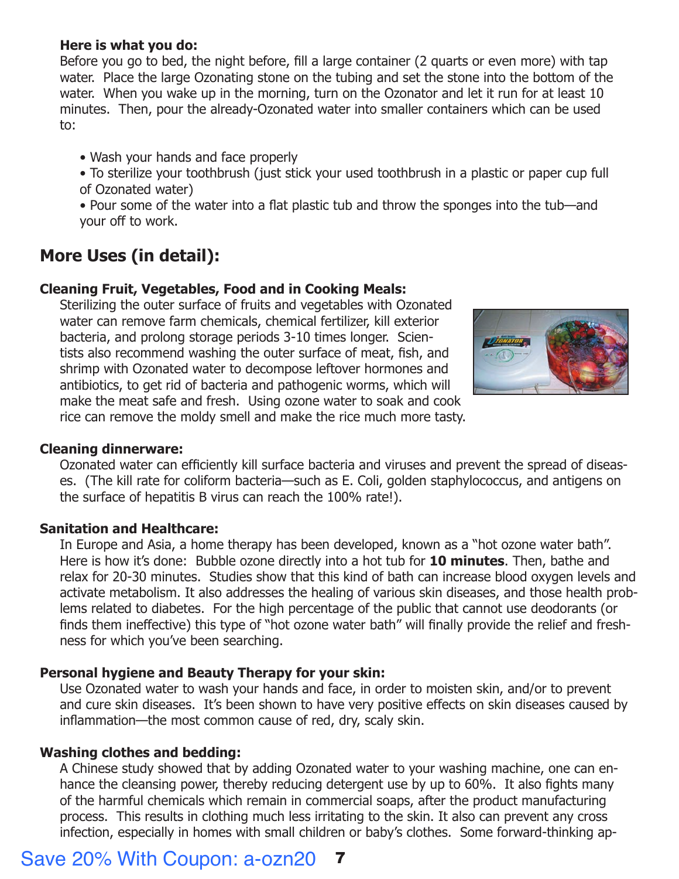**Here is what you do:**
Before you go to bed, the night before, fill a large container (2 quarts or even more) with tap water. Place the large Ozonating stone on the tubing and set the stone into the bottom of the water. When you wake up in the morning, turn on the Ozonator and let it run for at least 10 minutes. Then, pour the already-Ozonated water into smaller containers which can be used to:

- Wash your hands and face properly
- To sterilize your toothbrush (just stick your used toothbrush in a plastic or paper cup full of Ozonated water)
- Pour some of the water into a flat plastic tub and throw the sponges into the tub—and your off to work.

## More Uses (in detail):

**Cleaning Fruit, Vegetables, Food and in Cooking Meals:**
Sterilizing the outer surface of fruits and vegetables with Ozonated water can remove farm chemicals, chemical fertilizer, kill exterior bacteria, and prolong storage periods 3-10 times longer. Scientists also recommend washing the outer surface of meat, fish, and shrimp with Ozonated water to decompose leftover hormones and antibiotics, to get rid of bacteria and pathogenic worms, which will make the meat safe and fresh. Using ozone water to soak and cook rice can remove the moldy smell and make the rice much more tasty.

**Cleaning dinnerware:**
Ozonated water can efficiently kill surface bacteria and viruses and prevent the spread of diseases. (The kill rate for coliform bacteria—such as E. Coli, golden staphylococcus, and antigens on the surface of hepatitis B virus can reach the 100% rate!).

**Sanitation and Healthcare:**
In Europe and Asia, a home therapy has been developed, known as a "hot ozone water bath". Here is how it's done: Bubble ozone directly into a hot tub for **10 minutes**. Then, bathe and relax for 20-30 minutes. Studies show that this kind of bath can increase blood oxygen levels and activate metabolism. It also addresses the healing of various skin diseases, and those health problems related to diabetes. For the high percentage of the public that cannot use deodorants (or finds them ineffective) this type of "hot ozone water bath" will finally provide the relief and freshness for which you've been searching.

**Personal hygiene and Beauty Therapy for your skin:**
Use Ozonated water to wash your hands and face, in order to moisten skin, and/or to prevent and cure skin diseases. It's been shown to have very positive effects on skin diseases caused by inflammation—the most common cause of red, dry, scaly skin.

**Washing clothes and bedding:**
A Chinese study showed that by adding Ozonated water to your washing machine, one can enhance the cleansing power, thereby reducing detergent use by up to 60%. It also fights many of the harmful chemicals which remain in commercial soaps, after the product manufacturing process. This results in clothing much less irritating to the skin. It also can prevent any cross infection, especially in homes with small children or baby's clothes. Some forward-thinking ap-

Save 20% With Coupon: a-ozn20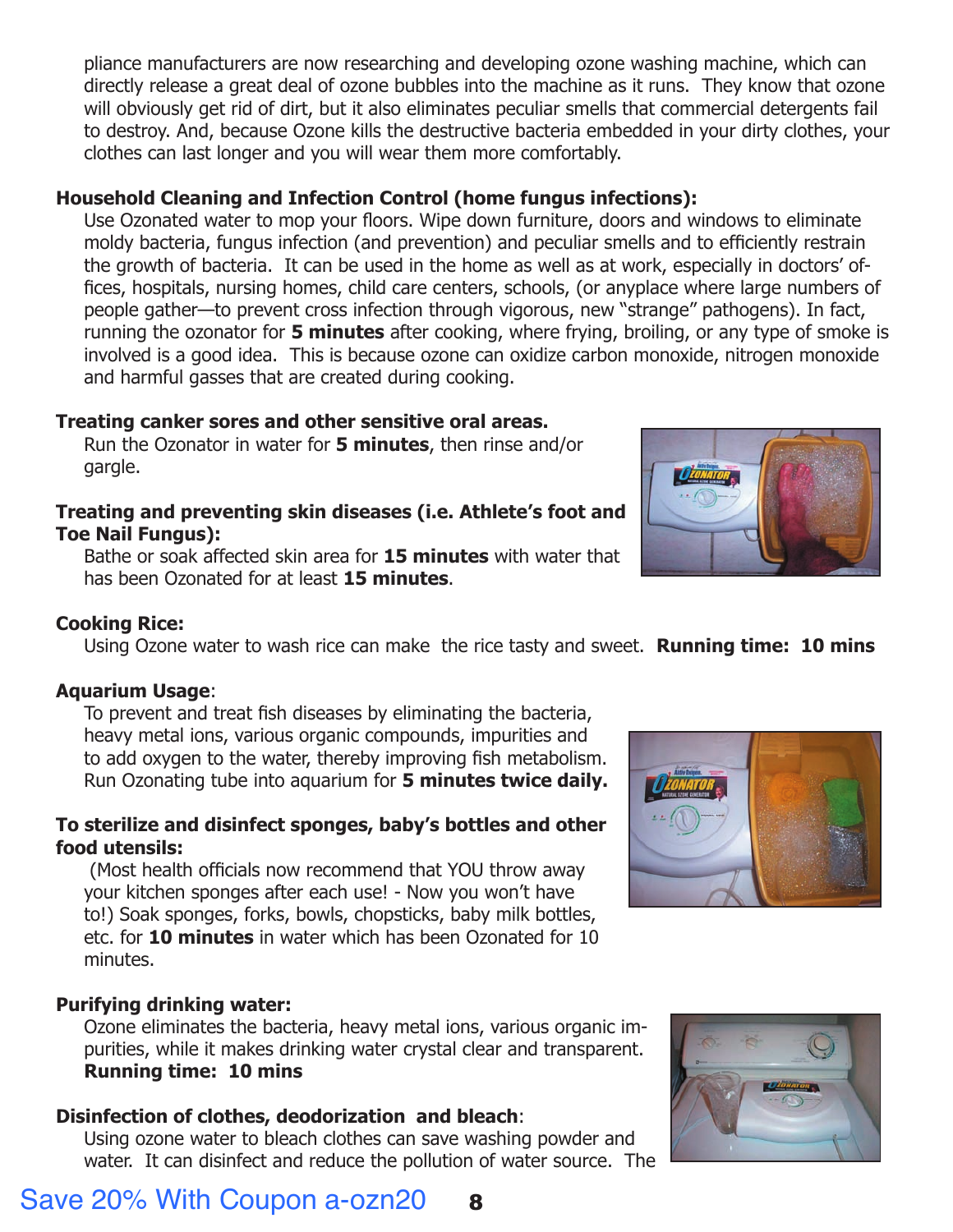pliance manufacturers are now researching and developing ozone washing machine, which can directly release a great deal of ozone bubbles into the machine as it runs. They know that ozone will obviously get rid of dirt, but it also eliminates peculiar smells that commercial detergents fail to destroy. And, because Ozone kills the destructive bacteria embedded in your dirty clothes, your clothes can last longer and you will wear them more comfortably.

**Household Cleaning and Infection Control (home fungus infections):**

Use Ozonated water to mop your floors. Wipe down furniture, doors and windows to eliminate moldy bacteria, fungus infection (and prevention) and peculiar smells and to efficiently restrain the growth of bacteria. It can be used in the home as well as at work, especially in doctors' offices, hospitals, nursing homes, child care centers, schools, (or anyplace where large numbers of people gather—to prevent cross infection through vigorous, new "strange" pathogens). In fact, running the ozonator for **5 minutes** after cooking, where frying, broiling, or any type of smoke is involved is a good idea. This is because ozone can oxidize carbon monoxide, nitrogen monoxide and harmful gasses that are created during cooking.

**Treating canker sores and other sensitive oral areas.**

Run the Ozonator in water for **5 minutes**, then rinse and/or gargle.

**Treating and preventing skin diseases (i.e. Athlete's foot and Toe Nail Fungus):**

Bathe or soak affected skin area for **15 minutes** with water that has been Ozonated for at least **15 minutes**.

**Cooking Rice:**

Using Ozone water to wash rice can make the rice tasty and sweet. **Running time: 10 mins**

**Aquarium Usage**:

To prevent and treat fish diseases by eliminating the bacteria, heavy metal ions, various organic compounds, impurities and to add oxygen to the water, thereby improving fish metabolism. Run Ozonating tube into aquarium for **5 minutes twice daily.**

**To sterilize and disinfect sponges, baby's bottles and other food utensils:**

(Most health officials now recommend that YOU throw away your kitchen sponges after each use! - Now you won't have to!) Soak sponges, forks, bowls, chopsticks, baby milk bottles, etc. for **10 minutes** in water which has been Ozonated for 10 minutes.

**Purifying drinking water:**

Ozone eliminates the bacteria, heavy metal ions, various organic impurities, while it makes drinking water crystal clear and transparent. **Running time: 10 mins**

**Disinfection of clothes, deodorization and bleach**:

Using ozone water to bleach clothes can save washing powder and water. It can disinfect and reduce the pollution of water source. The

Save 20% With Coupon a-ozn20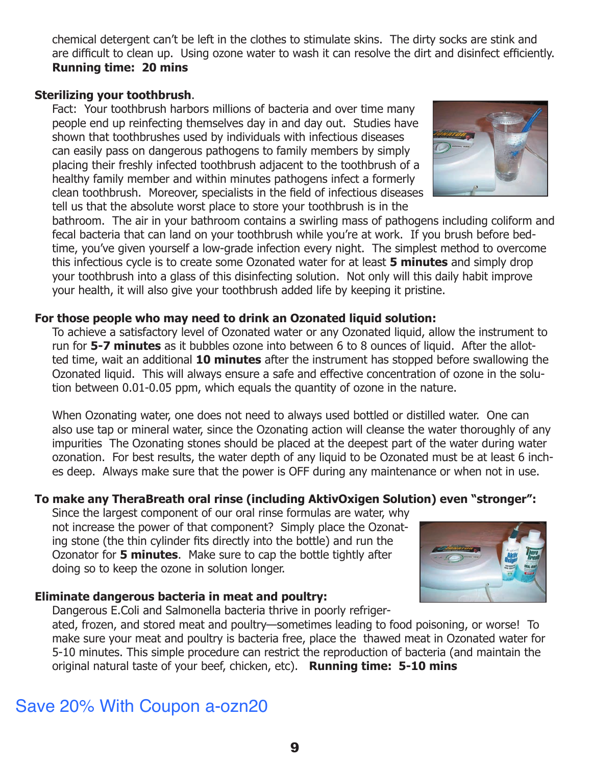chemical detergent can't be left in the clothes to stimulate skins. The dirty socks are stink and are difficult to clean up. Using ozone water to wash it can resolve the dirt and disinfect efficiently. **Running time: 20 mins**

**Sterilizing your toothbrush**.

Fact: Your toothbrush harbors millions of bacteria and over time many people end up reinfecting themselves day in and day out. Studies have shown that toothbrushes used by individuals with infectious diseases can easily pass on dangerous pathogens to family members by simply placing their freshly infected toothbrush adjacent to the toothbrush of a healthy family member and within minutes pathogens infect a formerly clean toothbrush. Moreover, specialists in the field of infectious diseases tell us that the absolute worst place to store your toothbrush is in the bathroom. The air in your bathroom contains a swirling mass of pathogens including coliform and fecal bacteria that can land on your toothbrush while you're at work. If you brush before bedtime, you've given yourself a low-grade infection every night. The simplest method to overcome this infectious cycle is to create some Ozonated water for at least **5 minutes** and simply drop your toothbrush into a glass of this disinfecting solution. Not only will this daily habit improve your health, it will also give your toothbrush added life by keeping it pristine.

**For those people who may need to drink an Ozonated liquid solution:**

To achieve a satisfactory level of Ozonated water or any Ozonated liquid, allow the instrument to run for **5-7 minutes** as it bubbles ozone into between 6 to 8 ounces of liquid. After the allotted time, wait an additional **10 minutes** after the instrument has stopped before swallowing the Ozonated liquid. This will always ensure a safe and effective concentration of ozone in the solution between 0.01-0.05 ppm, which equals the quantity of ozone in the nature.

When Ozonating water, one does not need to always used bottled or distilled water. One can also use tap or mineral water, since the Ozonating action will cleanse the water thoroughly of any impurities The Ozonating stones should be placed at the deepest part of the water during water ozonation. For best results, the water depth of any liquid to be Ozonated must be at least 6 inches deep. Always make sure that the power is OFF during any maintenance or when not in use.

**To make any TheraBreath oral rinse (including AktivOxigen Solution) even "stronger":**

Since the largest component of our oral rinse formulas are water, why not increase the power of that component? Simply place the Ozonating stone (the thin cylinder fits directly into the bottle) and run the Ozonator for **5 minutes**. Make sure to cap the bottle tightly after doing so to keep the ozone in solution longer.

**Eliminate dangerous bacteria in meat and poultry:**

Dangerous E.Coli and Salmonella bacteria thrive in poorly refrigerated, frozen, and stored meat and poultry—sometimes leading to food poisoning, or worse! To make sure your meat and poultry is bacteria free, place the thawed meat in Ozonated water for 5-10 minutes. This simple procedure can restrict the reproduction of bacteria (and maintain the original natural taste of your beef, chicken, etc). **Running time: 5-10 mins**

Save 20% With Coupon a-ozn20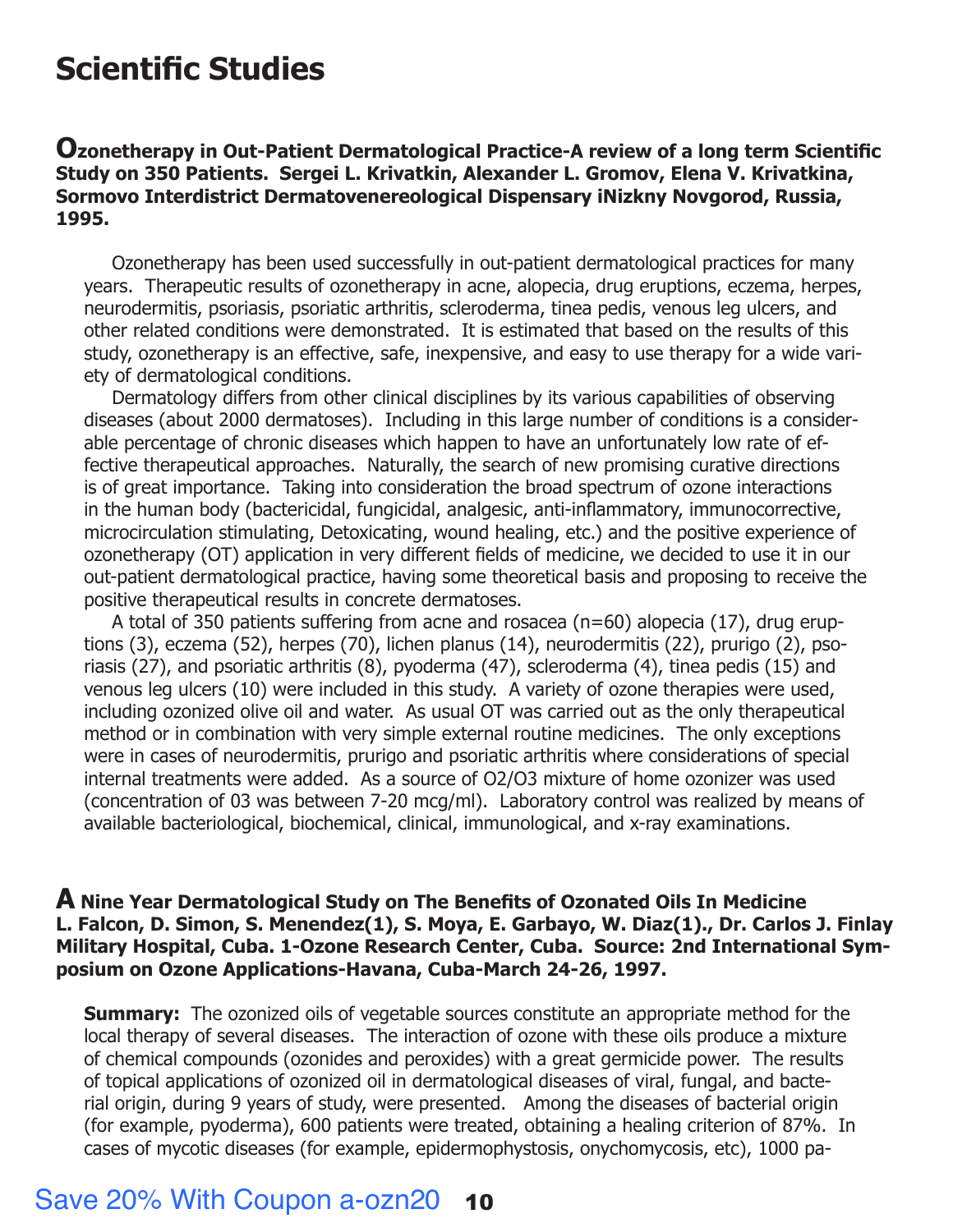# Scientific Studies

### Ozonetherapy in Out-Patient Dermatological Practice-A review of a long term Scientific Study on 350 Patients. Sergei L. Krivatkin, Alexander L. Gromov, Elena V. Krivatkina, Sormovo Interdistrict Dermatovenereological Dispensary iNizkny Novgorod, Russia, 1995.

Ozonetherapy has been used successfully in out-patient dermatological practices for many years. Therapeutic results of ozonetherapy in acne, alopecia, drug eruptions, eczema, herpes, neurodermitis, psoriasis, psoriatic arthritis, scleroderma, tinea pedis, venous leg ulcers, and other related conditions were demonstrated. It is estimated that based on the results of this study, ozonetherapy is an effective, safe, inexpensive, and easy to use therapy for a wide variety of dermatological conditions.

Dermatology differs from other clinical disciplines by its various capabilities of observing diseases (about 2000 dermatoses). Including in this large number of conditions is a considerable percentage of chronic diseases which happen to have an unfortunately low rate of effective therapeutic approaches. Naturally, the search of new promising curative directions is of great importance. Taking into consideration the broad spectrum of ozone interactions in the human body (bactericidal, fungicidal, analgesic, anti-inflammatory, immunocorrective, microcirculation stimulating, Detoxicating, wound healing, etc.) and the positive experience of ozonetherapy (OT) application in very different fields of medicine, we decided to use it in our out-patient dermatological practice, having some theoretical basis and proposing to receive the positive therapeutical results in concrete dermatoses.

A total of 350 patients suffering from acne and rosacea (n=60) alopecia (17), drug eruptions (3), eczema (52), herpes (70), lichen planus (14), neurodermitis (22), prurigo (2), psoriasis (27), and psoriatic arthritis (8), pyoderma (47), scleroderma (4), tinea pedis (15) and venous leg ulcers (10) were included in this study. A variety of ozone therapies were used, including ozonized olive oil and water. As usual OT was carried out as the only therapeutical method or in combination with very simple external routine medicines. The only exceptions were in cases of neurodermitis, prurigo and psoriatic arthritis where considerations of special internal treatments were added. As a source of O2/O3 mixture of home ozonizer was used (concentration of 03 was between 7-20 mcg/ml). Laboratory control was realized by means of available bacteriological, biochemical, clinical, immunological, and x-ray examinations.

### A Nine Year Dermatological Study on The Benefits of Ozonated Oils In Medicine L. Falcon, D. Simon, S. Menendez(1), S. Moya, E. Garbayo, W. Diaz(1)., Dr. Carlos J. Finlay Military Hospital, Cuba. 1-Ozone Research Center, Cuba. Source: 2nd International Symposium on Ozone Applications-Havana, Cuba-March 24-26, 1997.

**Summary:** The ozonized oils of vegetable sources constitute an appropriate method for the local therapy of several diseases. The interaction of ozone with these oils produce a mixture of chemical compounds (ozonides and peroxides) with a great germicide power. The results of topical applications of ozonized oil in dermatological diseases of viral, fungal, and bacterial origin, during 9 years of study, were presented. Among the diseases of bacterial origin (for example, pyoderma), 600 patients were treated, obtaining a healing criterion of 87%. In cases of mycotic diseases (for example, epidermophystosis, onychomycosis, etc), 1000 pa-

Save 20% With Coupon a-ozn20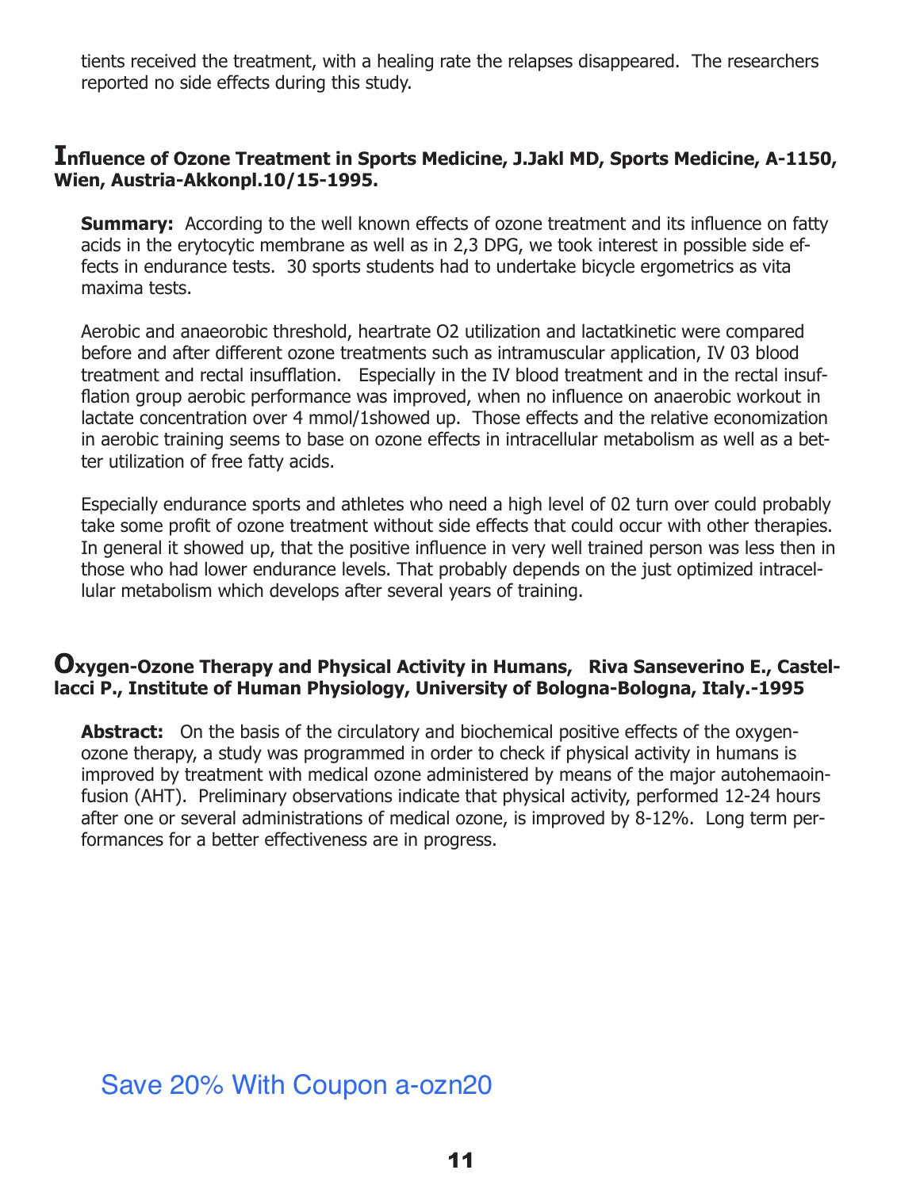tients received the treatment, with a healing rate the relapses disappeared. The researchers reported no side effects during this study.

## Influence of Ozone Treatment in Sports Medicine, J.Jakl MD, Sports Medicine, A-1150, Wien, Austria-Akkonpl.10/15-1995.

**Summary:** According to the well known effects of ozone treatment and its influence on fatty acids in the erytocytic membrane as well as in 2,3 DPG, we took interest in possible side effects in endurance tests. 30 sports students had to undertake bicycle ergometrics as vita maxima tests.

Aerobic and anaeorobic threshold, heartrate O2 utilization and lactatkinetic were compared before and after different ozone treatments such as intramuscular application, IV 03 blood treatment and rectal insufflation. Especially in the IV blood treatment and in the rectal insufflation group aerobic performance was improved, when no influence on anaerobic workout in lactate concentration over 4 mmol/1showed up. Those effects and the relative economization in aerobic training seems to base on ozone effects in intracellular metabolism as well as a better utilization of free fatty acids.

Especially endurance sports and athletes who need a high level of 02 turn over could probably take some profit of ozone treatment without side effects that could occur with other therapies. In general it showed up, that the positive influence in very well trained person was less then in those who had lower endurance levels. That probably depends on the just optimized intracellular metabolism which develops after several years of training.

## Oxygen-Ozone Therapy and Physical Activity in Humans, Riva Sanseverino E., Castellacci P., Institute of Human Physiology, University of Bologna-Bologna, Italy.-1995

**Abstract:** On the basis of the circulatory and biochemical positive effects of the oxygen-ozone therapy, a study was programmed in order to check if physical activity in humans is improved by treatment with medical ozone administered by means of the major autohemaoinfusion (AHT). Preliminary observations indicate that physical activity, performed 12-24 hours after one or several administrations of medical ozone, is improved by 8-12%. Long term performances for a better effectiveness are in progress.

Save 20% With Coupon a-ozn20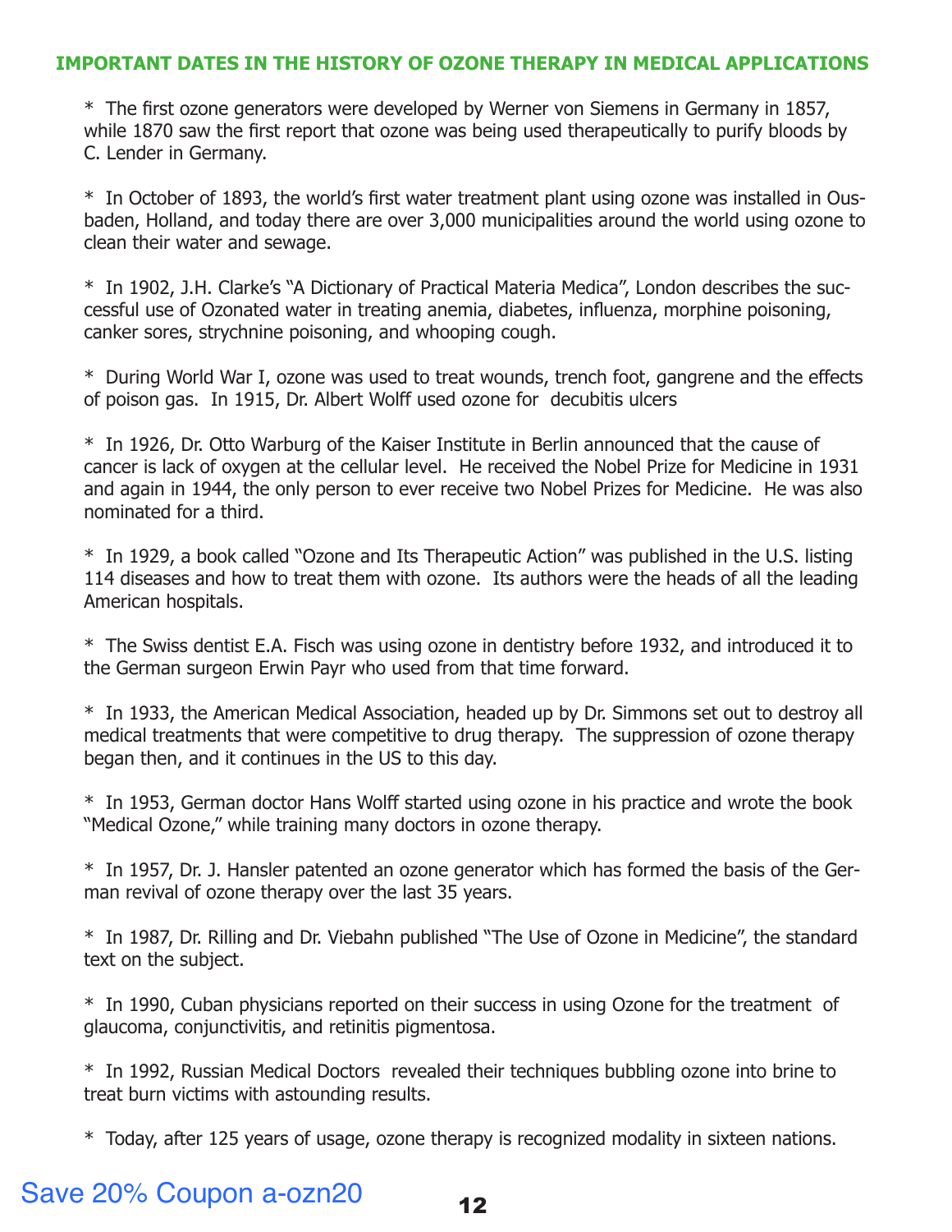## IMPORTANT DATES IN THE HISTORY OF OZONE THERAPY IN MEDICAL APPLICATIONS

* The first ozone generators were developed by Werner von Siemens in Germany in 1857, while 1870 saw the first report that ozone was being used therapeutically to purify bloods by C. Lender in Germany.

* In October of 1893, the world's first water treatment plant using ozone was installed in Ousbaden, Holland, and today there are over 3,000 municipalities around the world using ozone to clean their water and sewage.

* In 1902, J.H. Clarke's "A Dictionary of Practical Materia Medica", London describes the successful use of Ozonated water in treating anemia, diabetes, influenza, morphine poisoning, canker sores, strychnine poisoning, and whooping cough.

* During World War I, ozone was used to treat wounds, trench foot, gangrene and the effects of poison gas. In 1915, Dr. Albert Wolff used ozone for decubitis ulcers

* In 1926, Dr. Otto Warburg of the Kaiser Institute in Berlin announced that the cause of cancer is lack of oxygen at the cellular level. He received the Nobel Prize for Medicine in 1931 and again in 1944, the only person to ever receive two Nobel Prizes for Medicine. He was also nominated for a third.

* In 1929, a book called "Ozone and Its Therapeutic Action" was published in the U.S. listing 114 diseases and how to treat them with ozone. Its authors were the heads of all the leading American hospitals.

* The Swiss dentist E.A. Fisch was using ozone in dentistry before 1932, and introduced it to the German surgeon Erwin Payr who used from that time forward.

* In 1933, the American Medical Association, headed up by Dr. Simmons set out to destroy all medical treatments that were competitive to drug therapy. The suppression of ozone therapy began then, and it continues in the US to this day.

* In 1953, German doctor Hans Wolff started using ozone in his practice and wrote the book "Medical Ozone," while training many doctors in ozone therapy.

* In 1957, Dr. J. Hansler patented an ozone generator which has formed the basis of the German revival of ozone therapy over the last 35 years.

* In 1987, Dr. Rilling and Dr. Viebahn published "The Use of Ozone in Medicine", the standard text on the subject.

* In 1990, Cuban physicians reported on their success in using Ozone for the treatment of glaucoma, conjunctivitis, and retinitis pigmentosa.

* In 1992, Russian Medical Doctors revealed their techniques bubbling ozone into brine to treat burn victims with astounding results.

* Today, after 125 years of usage, ozone therapy is recognized modality in sixteen nations.

Save 20% Coupon a-ozn20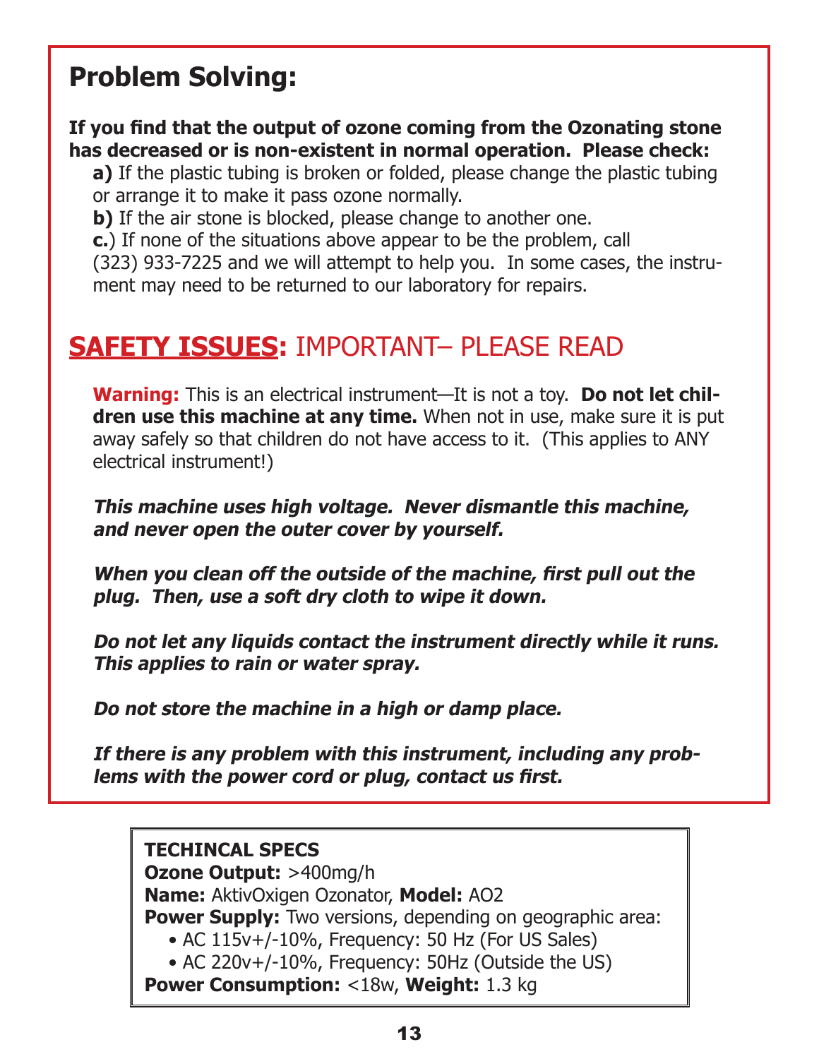## Problem Solving:

**If you find that the output of ozone coming from the Ozonating stone has decreased or is non-existent in normal operation. Please check:**

**a)** If the plastic tubing is broken or folded, please change the plastic tubing or arrange it to make it pass ozone normally.

**b)** If the air stone is blocked, please change to another one.

**c.**) If none of the situations above appear to be the problem, call (323) 933-7225 and we will attempt to help you. In some cases, the instrument may need to be returned to our laboratory for repairs.

## SAFETY ISSUES: IMPORTANT– PLEASE READ

**Warning:** This is an electrical instrument—It is not a toy. **Do not let children use this machine at any time.** When not in use, make sure it is put away safely so that children do not have access to it. (This applies to ANY electrical instrument!)

***This machine uses high voltage. Never dismantle this machine, and never open the outer cover by yourself.***

***When you clean off the outside of the machine, first pull out the plug. Then, use a soft dry cloth to wipe it down.***

***Do not let any liquids contact the instrument directly while it runs. This applies to rain or water spray.***

***Do not store the machine in a high or damp place.***

***If there is any problem with this instrument, including any problems with the power cord or plug, contact us first.***

**TECHINCAL SPECS**
**Ozone Output:** >400mg/h
**Name:** AktivOxigen Ozonator, **Model:** AO2
**Power Supply:** Two versions, depending on geographic area:

- AC 115v+/-10%, Frequency: 50 Hz (For US Sales)
- AC 220v+/-10%, Frequency: 50Hz (Outside the US)

**Power Consumption:** <18w, **Weight:** 1.3 kg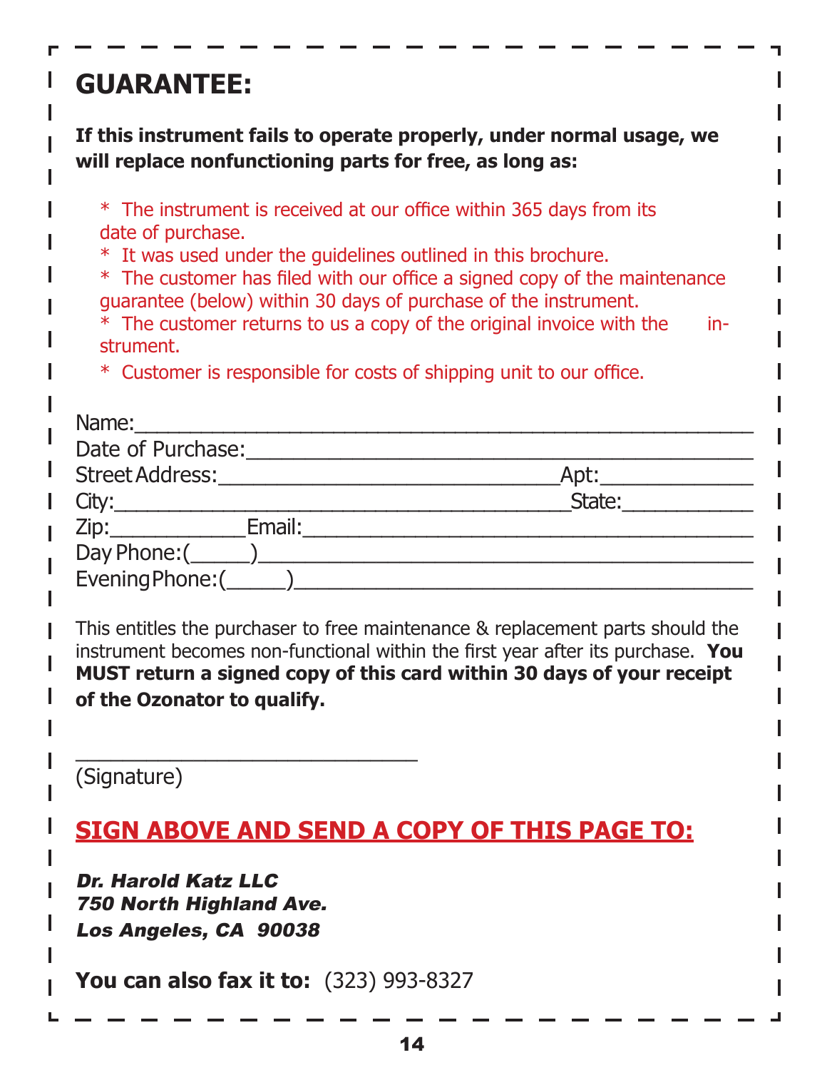# GUARANTEE:

**If this instrument fails to operate properly, under normal usage, we will replace nonfunctioning parts for free, as long as:**

* The instrument is received at our office within 365 days from its date of purchase.
* It was used under the guidelines outlined in this brochure.
* The customer has filed with our office a signed copy of the maintenance guarantee (below) within 30 days of purchase of the instrument.
* The customer returns to us a copy of the original invoice with the instrument.
* Customer is responsible for costs of shipping unit to our office.

Name:______________________________________________

Date of Purchase:_______________________________________

Street Address:_____________________________Apt:___________

City:_______________________________________State:__________

Zip:___________Email:___________________________________

Day Phone:(_____)______________________________________

Evening Phone:(_____)___________________________________

This entitles the purchaser to free maintenance & replacement parts should the instrument becomes non-functional within the first year after its purchase. **You MUST return a signed copy of this card within 30 days of your receipt of the Ozonator to qualify.**

_____________________________

(Signature)

## SIGN ABOVE AND SEND A COPY OF THIS PAGE TO:

***Dr. Harold Katz LLC***
***750 North Highland Ave.***
***Los Angeles, CA 90038***

**You can also fax it to:** (323) 993-8327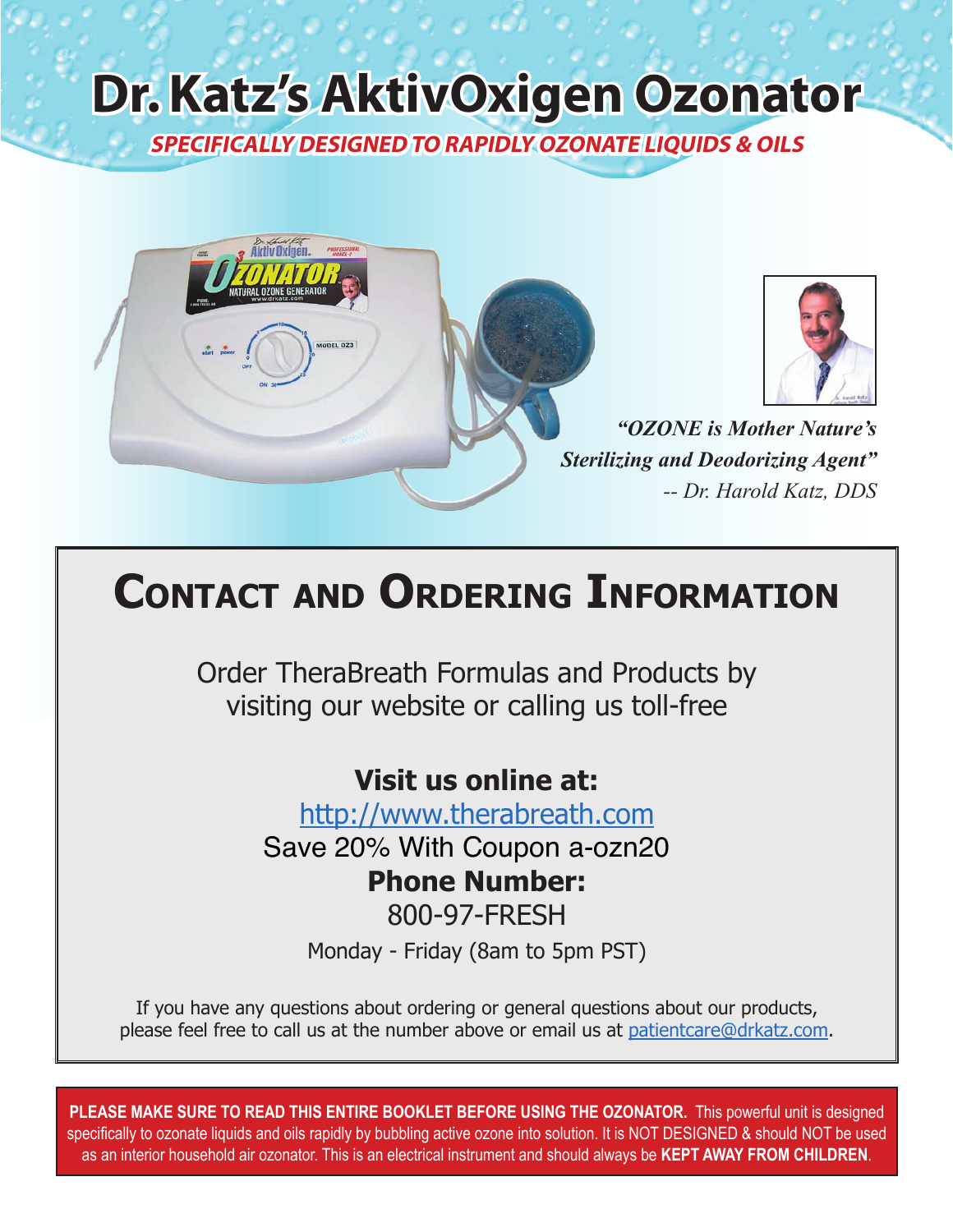# Dr. Katz's AktivOxigen Ozonator

***SPECIFICALLY DESIGNED TO RAPIDLY OZONATE LIQUIDS & OILS***

*"OZONE is Mother Nature's Sterilizing and Deodorizing Agent"*
*-- Dr. Harold Katz, DDS*

## Contact and Ordering Information

Order TheraBreath Formulas and Products by visiting our website or calling us toll-free

**Visit us online at:**

http://www.therabreath.com

Save 20% With Coupon a-ozn20

**Phone Number:**

800-97-FRESH

Monday - Friday (8am to 5pm PST)

If you have any questions about ordering or general questions about our products, please feel free to call us at the number above or email us at patientcare@drkatz.com.

**PLEASE MAKE SURE TO READ THIS ENTIRE BOOKLET BEFORE USING THE OZONATOR.** This powerful unit is designed specifically to ozonate liquids and oils rapidly by bubbling active ozone into solution. It is NOT DESIGNED & should NOT be used as an interior household air ozonator. This is an electrical instrument and should always be **KEPT AWAY FROM CHILDREN**.